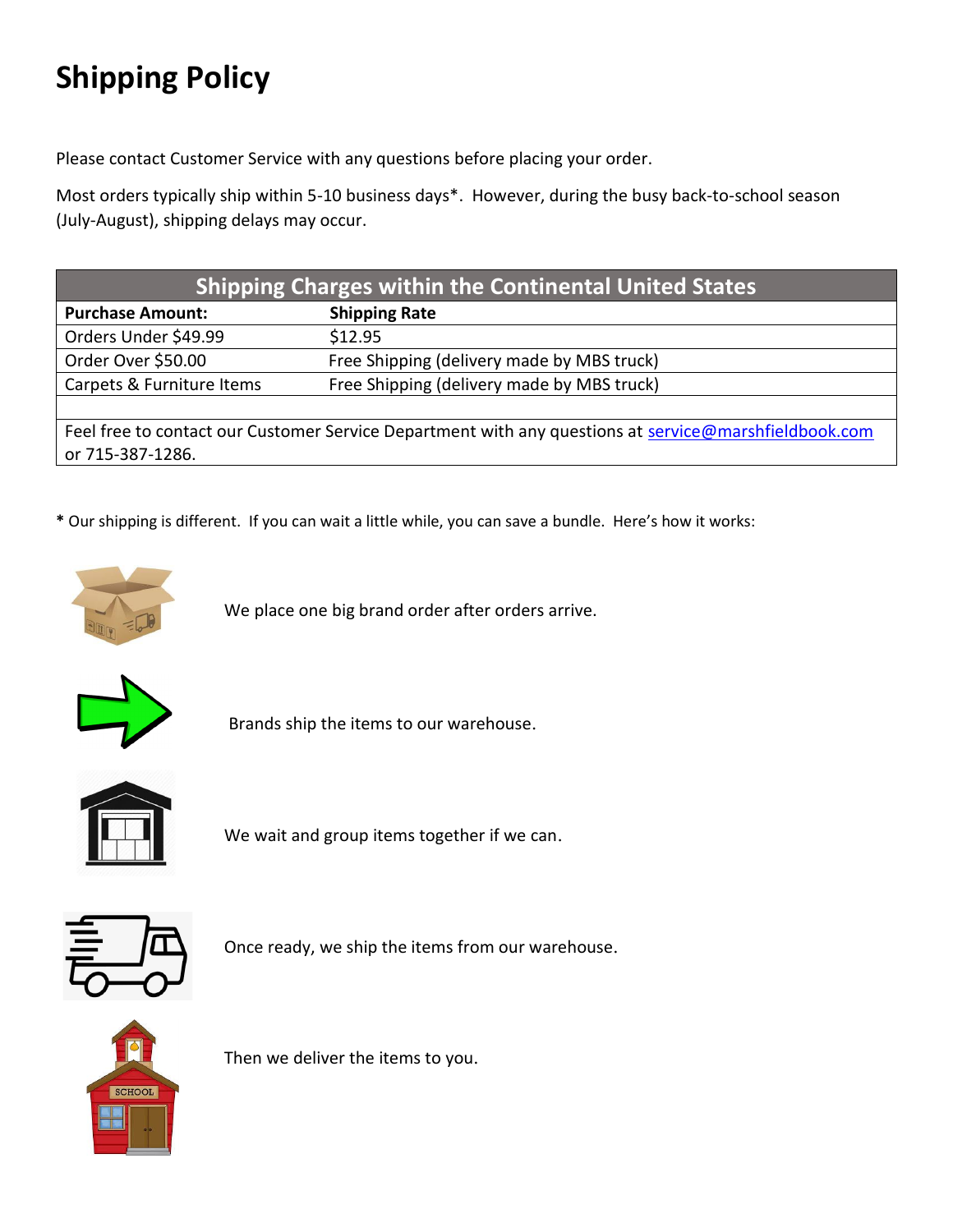# Shipping Policy

Please contact Customer Service with any questions before placing your order.

Most orders typically ship within 5-10 business days*. However, during the busy back-to-school season (July-August), shipping delays may occur.

| Shipping Charges within the Continental United States | |
|---|---|
| **Purchase Amount:** | **Shipping Rate** |
| Orders Under $49.99 | $12.95 |
| Order Over $50.00 | Free Shipping (delivery made by MBS truck) |
| Carpets & Furniture Items | Free Shipping (delivery made by MBS truck) |
| | |
| Feel free to contact our Customer Service Department with any questions at service@marshfieldbook.com or 715-387-1286. | |

**\*** Our shipping is different. If you can wait a little while, you can save a bundle. Here's how it works:

We place one big brand order after orders arrive.

Brands ship the items to our warehouse.

We wait and group items together if we can.

Once ready, we ship the items from our warehouse.

Then we deliver the items to you.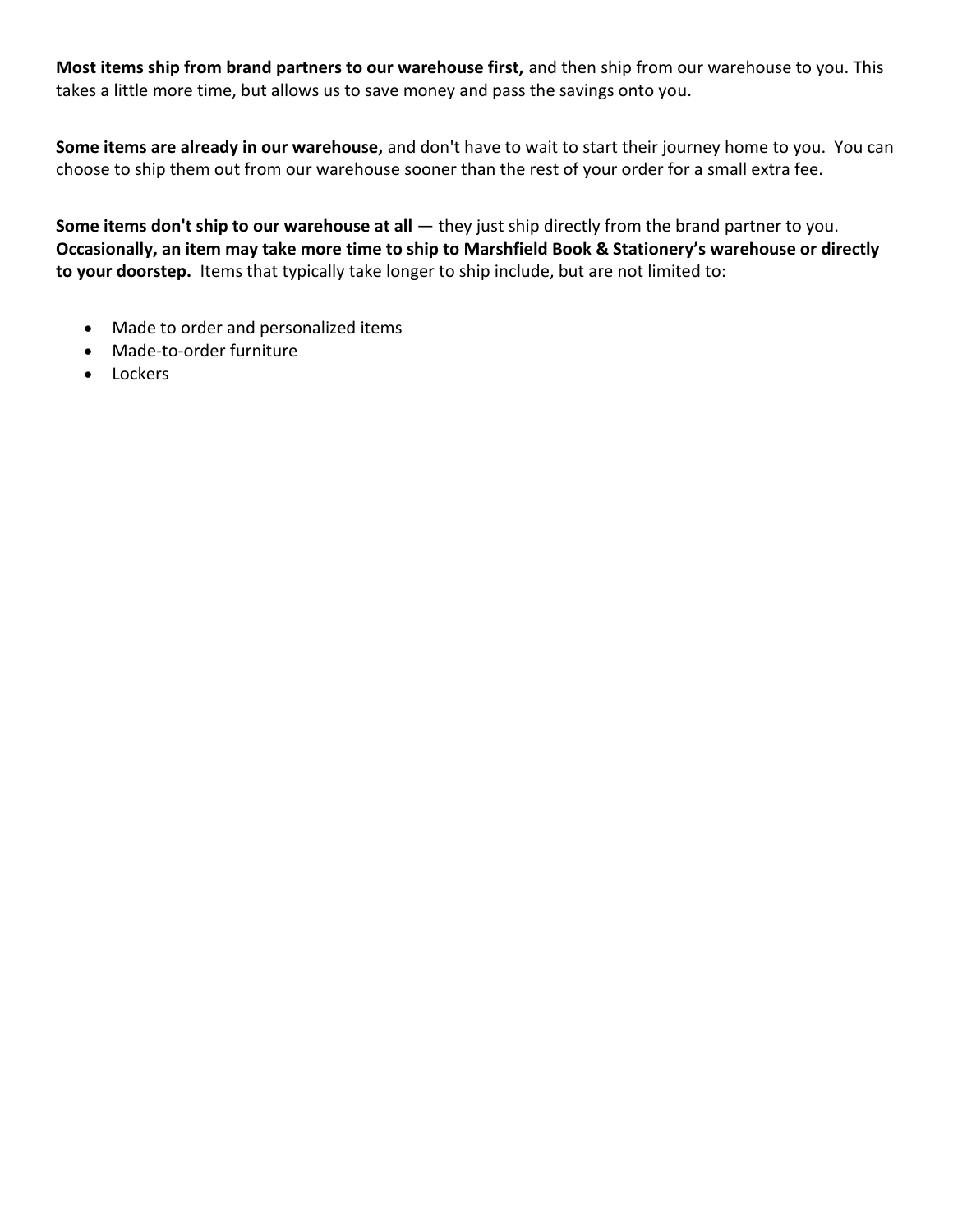**Most items ship from brand partners to our warehouse first,** and then ship from our warehouse to you. This takes a little more time, but allows us to save money and pass the savings onto you.

**Some items are already in our warehouse,** and don't have to wait to start their journey home to you. You can choose to ship them out from our warehouse sooner than the rest of your order for a small extra fee.

**Some items don't ship to our warehouse at all** — they just ship directly from the brand partner to you. **Occasionally, an item may take more time to ship to Marshfield Book & Stationery's warehouse or directly to your doorstep.** Items that typically take longer to ship include, but are not limited to:

- Made to order and personalized items
- Made-to-order furniture
- Lockers